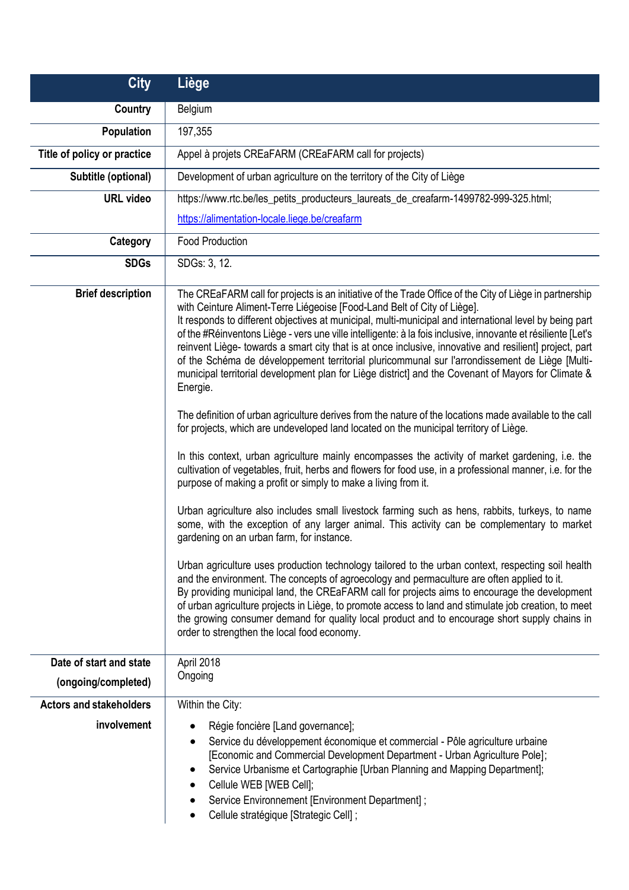| City | Liège |
|---|---|
| **Country** | Belgium |
| **Population** | 197,355 |
| **Title of policy or practice** | Appel à projets CREaFARM (CREaFARM call for projects) |
| **Subtitle (optional)** | Development of urban agriculture on the territory of the City of Liège |
| **URL video** | https://www.rtc.be/les_petits_producteurs_laureats_de_creafarm-1499782-999-325.html; [https://alimentation-locale.liege.be/creafarm](https://alimentation-locale.liege.be/creafarm) |
| **Category** | Food Production |
| **SDGs** | SDGs: 3, 12. |
| **Brief description** | The CREaFARM call for projects is an initiative of the Trade Office of the City of Liège in partnership with Ceinture Aliment-Terre Liégeoise [Food-Land Belt of City of Liège].<br>It responds to different objectives at municipal, multi-municipal and international level by being part of the #Réinventons Liège - vers une ville intelligente: à la fois inclusive, innovante et résiliente [Let's reinvent Liège- towards a smart city that is at once inclusive, innovative and resilient] project, part of the Schéma de développement territorial pluricommunal sur l'arrondissement de Liège [Multi-municipal territorial development plan for Liège district] and the Covenant of Mayors for Climate & Energie.<br><br>The definition of urban agriculture derives from the nature of the locations made available to the call for projects, which are undeveloped land located on the municipal territory of Liège.<br><br>In this context, urban agriculture mainly encompasses the activity of market gardening, i.e. the cultivation of vegetables, fruit, herbs and flowers for food use, in a professional manner, i.e. for the purpose of making a profit or simply to make a living from it.<br><br>Urban agriculture also includes small livestock farming such as hens, rabbits, turkeys, to name some, with the exception of any larger animal. This activity can be complementary to market gardening on an urban farm, for instance.<br><br>Urban agriculture uses production technology tailored to the urban context, respecting soil health and the environment. The concepts of agroecology and permaculture are often applied to it.<br>By providing municipal land, the CREaFARM call for projects aims to encourage the development of urban agriculture projects in Liège, to promote access to land and stimulate job creation, to meet the growing consumer demand for quality local product and to encourage short supply chains in order to strengthen the local food economy. |
| **Date of start and state (ongoing/completed)** | April 2018<br>Ongoing |
| **Actors and stakeholders involvement** | Within the City:<br>• Régie foncière [Land governance];<br>• Service du développement économique et commercial - Pôle agriculture urbaine [Economic and Commercial Development Department - Urban Agriculture Pole];<br>• Service Urbanisme et Cartographie [Urban Planning and Mapping Department];<br>• Cellule WEB [WEB Cell];<br>• Service Environnement [Environment Department] ;<br>• Cellule stratégique [Strategic Cell] ; |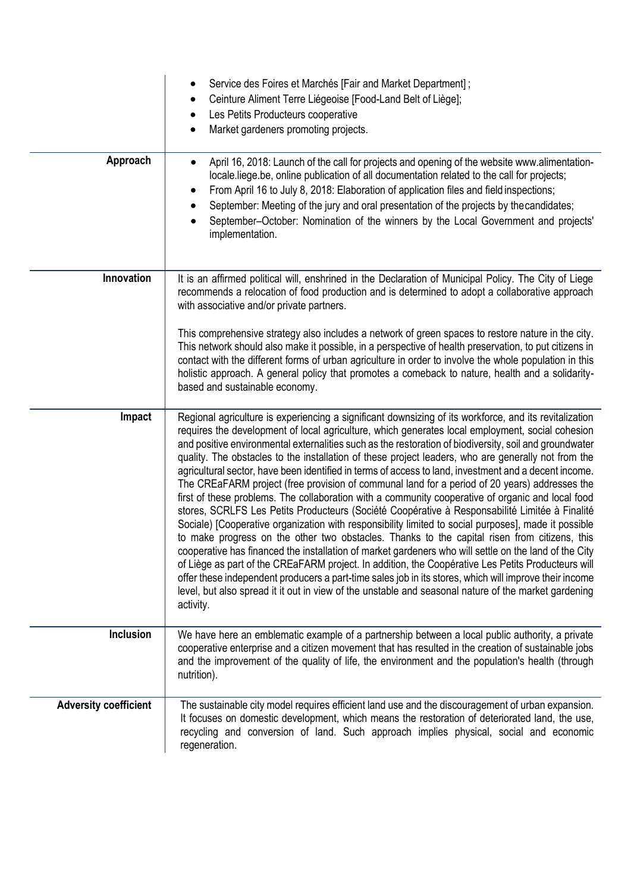| | |
|---|---|
| | • Service des Foires et Marchés [Fair and Market Department] ;<br>• Ceinture Aliment Terre Liégeoise [Food-Land Belt of Liège];<br>• Les Petits Producteurs cooperative<br>• Market gardeners promoting projects. |
| **Approach** | • April 16, 2018: Launch of the call for projects and opening of the website www.alimentation-locale.liege.be, online publication of all documentation related to the call for projects;<br>• From April 16 to July 8, 2018: Elaboration of application files and field inspections;<br>• September: Meeting of the jury and oral presentation of the projects by the candidates;<br>• September–October: Nomination of the winners by the Local Government and projects' implementation. |
| **Innovation** | It is an affirmed political will, enshrined in the Declaration of Municipal Policy. The City of Liege recommends a relocation of food production and is determined to adopt a collaborative approach with associative and/or private partners.<br><br>This comprehensive strategy also includes a network of green spaces to restore nature in the city. This network should also make it possible, in a perspective of health preservation, to put citizens in contact with the different forms of urban agriculture in order to involve the whole population in this holistic approach. A general policy that promotes a comeback to nature, health and a solidarity-based and sustainable economy. |
| **Impact** | Regional agriculture is experiencing a significant downsizing of its workforce, and its revitalization requires the development of local agriculture, which generates local employment, social cohesion and positive environmental externalities such as the restoration of biodiversity, soil and groundwater quality. The obstacles to the installation of these project leaders, who are generally not from the agricultural sector, have been identified in terms of access to land, investment and a decent income. The CREaFARM project (free provision of communal land for a period of 20 years) addresses the first of these problems. The collaboration with a community cooperative of organic and local food stores, SCRLFS Les Petits Producteurs (Société Coopérative à Responsabilité Limitée à Finalité Sociale) [Cooperative organization with responsibility limited to social purposes], made it possible to make progress on the other two obstacles. Thanks to the capital risen from citizens, this cooperative has financed the installation of market gardeners who will settle on the land of the City of Liège as part of the CREaFARM project. In addition, the Coopérative Les Petits Producteurs will offer these independent producers a part-time sales job in its stores, which will improve their income level, but also spread it it out in view of the unstable and seasonal nature of the market gardening activity. |
| **Inclusion** | We have here an emblematic example of a partnership between a local public authority, a private cooperative enterprise and a citizen movement that has resulted in the creation of sustainable jobs and the improvement of the quality of life, the environment and the population's health (through nutrition). |
| **Adversity coefficient** | The sustainable city model requires efficient land use and the discouragement of urban expansion. It focuses on domestic development, which means the restoration of deteriorated land, the use, recycling and conversion of land. Such approach implies physical, social and economic regeneration. |